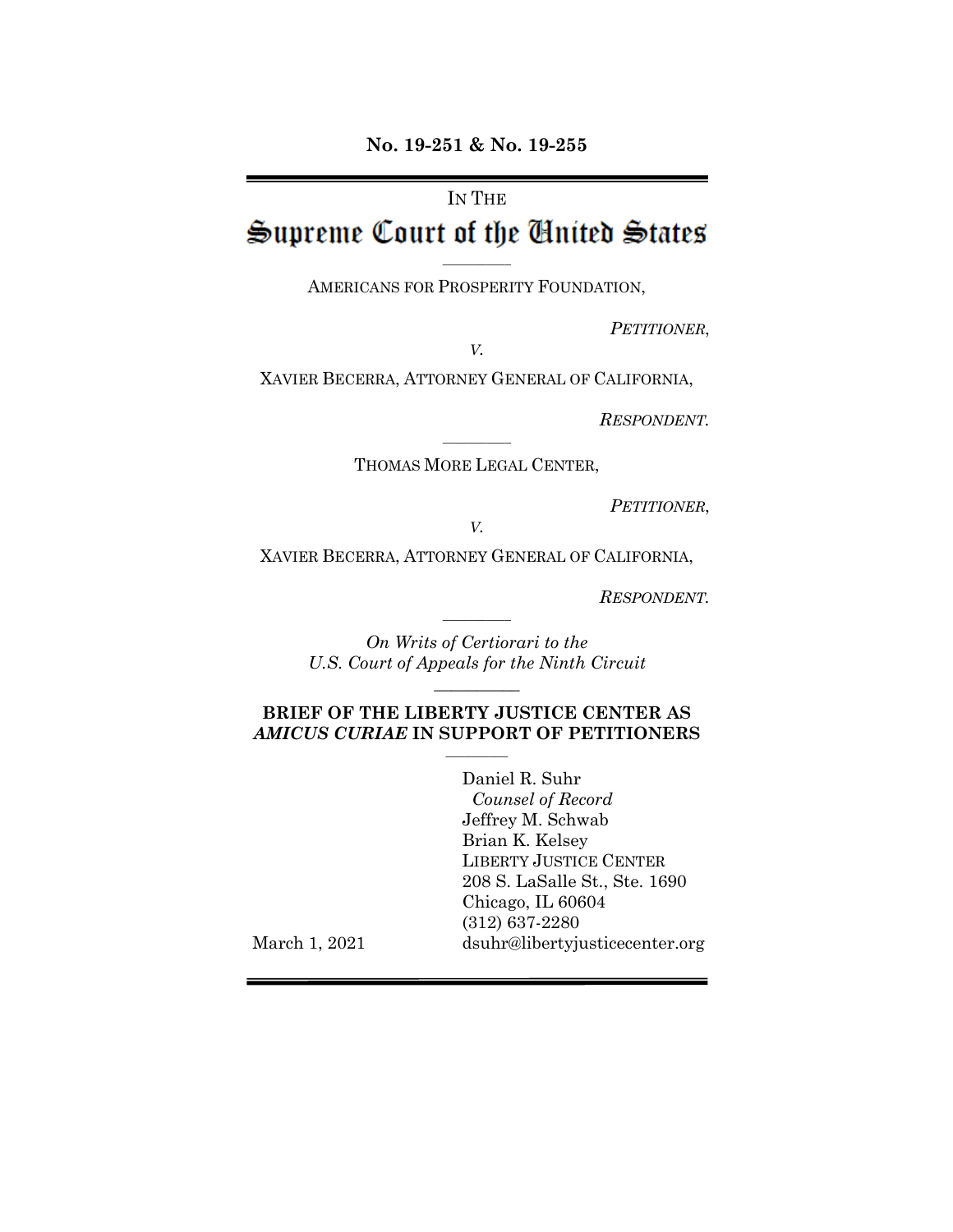**No. 19-251 & No. 19-255**

IN THE

# Supreme Court of the United States

AMERICANS FOR PROSPERITY FOUNDATION,

*PETITIONER*,

*V.*

XAVIER BECERRA, ATTORNEY GENERAL OF CALIFORNIA,

*RESPONDENT.*

THOMAS MORE LEGAL CENTER,

*PETITIONER*,

*V.*

XAVIER BECERRA, ATTORNEY GENERAL OF CALIFORNIA,

*RESPONDENT.*

*On Writs of Certiorari to the U.S. Court of Appeals for the Ninth Circuit*

**BRIEF OF THE LIBERTY JUSTICE CENTER AS *AMICUS CURIAE* IN SUPPORT OF PETITIONERS**

Daniel R. Suhr
*Counsel of Record*
Jeffrey M. Schwab
Brian K. Kelsey
LIBERTY JUSTICE CENTER
208 S. LaSalle St., Ste. 1690
Chicago, IL 60604
(312) 637-2280
dsuhr@libertyjusticecenter.org

March 1, 2021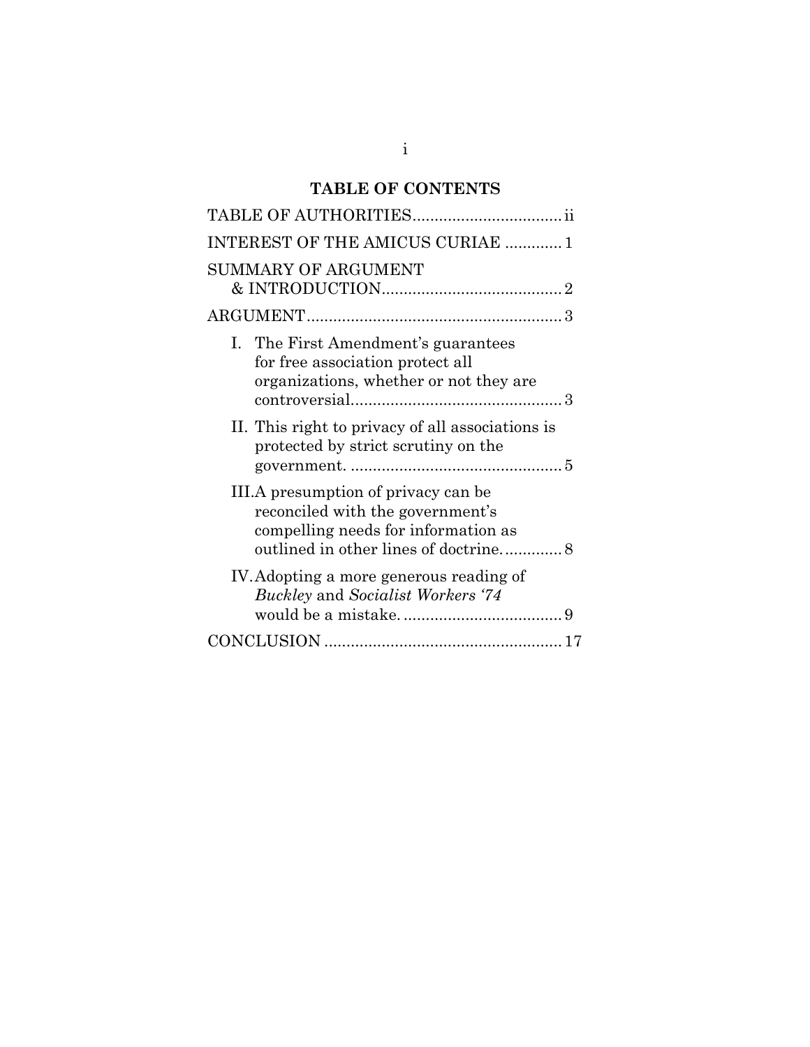## TABLE OF CONTENTS

TABLE OF AUTHORITIES .................................. ii

INTEREST OF THE AMICUS CURIAE ............. 1

SUMMARY OF ARGUMENT & INTRODUCTION ......................................... 2

ARGUMENT .......................................................... 3

I. The First Amendment's guarantees for free association protect all organizations, whether or not they are controversial ................................................ 3

II. This right to privacy of all associations is protected by strict scrutiny on the government. ................................................ 5

III. A presumption of privacy can be reconciled with the government's compelling needs for information as outlined in other lines of doctrine. ............ 8

IV. Adopting a more generous reading of *Buckley* and *Socialist Workers '74* would be a mistake. .................................... 9

CONCLUSION ...................................................... 17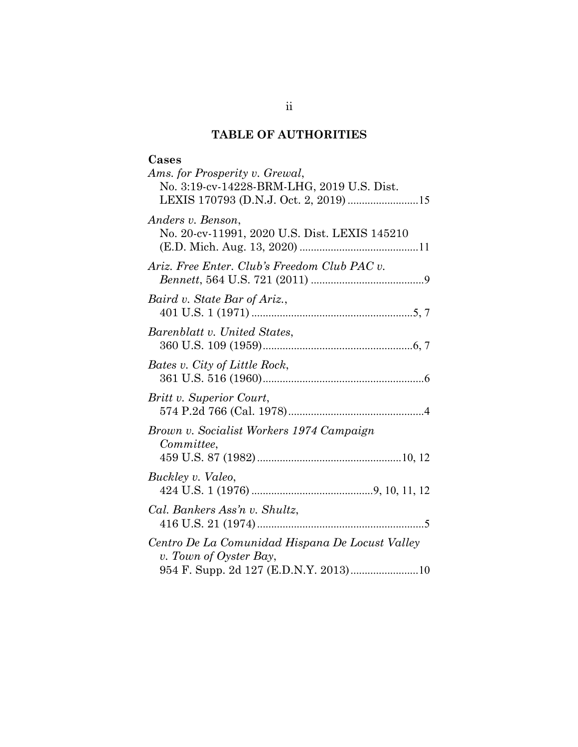## TABLE OF AUTHORITIES

### Cases

*Ams. for Prosperity v. Grewal*,
No. 3:19-cv-14228-BRM-LHG, 2019 U.S. Dist. LEXIS 170793 (D.N.J. Oct. 2, 2019) ........................15

*Anders v. Benson*,
No. 20-cv-11991, 2020 U.S. Dist. LEXIS 145210 (E.D. Mich. Aug. 13, 2020) ..........................................11

*Ariz. Free Enter. Club's Freedom Club PAC v. Bennett*, 564 U.S. 721 (2011) ........................................9

*Baird v. State Bar of Ariz.*,
401 U.S. 1 (1971) .........................................................5, 7

*Barenblatt v. United States*,
360 U.S. 109 (1959).....................................................6, 7

*Bates v. City of Little Rock*,
361 U.S. 516 (1960).........................................................6

*Britt v. Superior Court*,
574 P.2d 766 (Cal. 1978)................................................4

*Brown v. Socialist Workers 1974 Campaign Committee*,
459 U.S. 87 (1982)...................................................10, 12

*Buckley v. Valeo*,
424 U.S. 1 (1976) ..........................................9, 10, 11, 12

*Cal. Bankers Ass'n v. Shultz*,
416 U.S. 21 (1974)...........................................................5

*Centro De La Comunidad Hispana De Locust Valley v. Town of Oyster Bay*,
954 F. Supp. 2d 127 (E.D.N.Y. 2013).......................10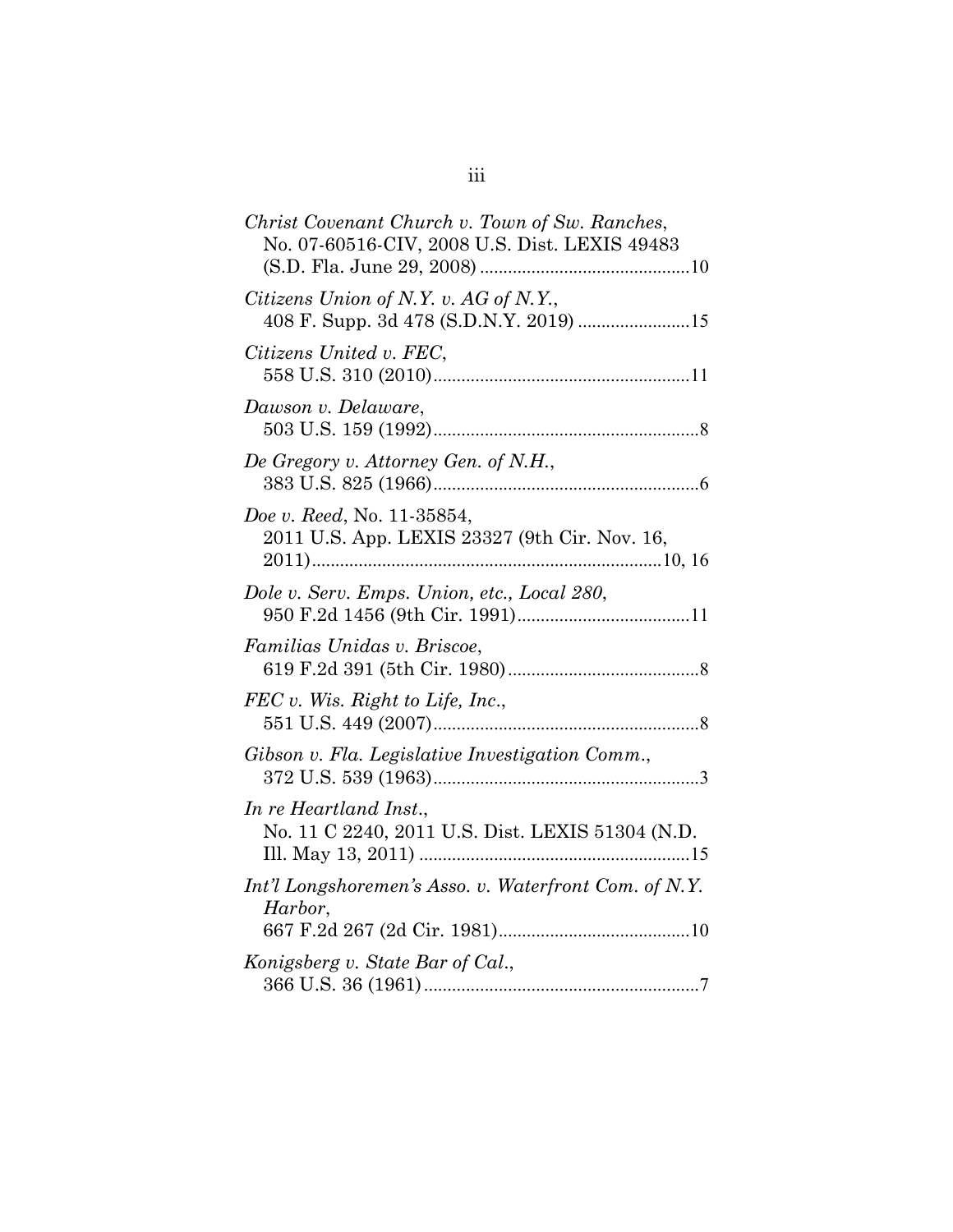*Christ Covenant Church v. Town of Sw. Ranches*, No. 07-60516-CIV, 2008 U.S. Dist. LEXIS 49483 (S.D. Fla. June 29, 2008) ............................................ 10

*Citizens Union of N.Y. v. AG of N.Y.*, 408 F. Supp. 3d 478 (S.D.N.Y. 2019) ........................ 15

*Citizens United v. FEC*, 558 U.S. 310 (2010) ....................................................... 11

*Dawson v. Delaware*, 503 U.S. 159 (1992) ......................................................... 8

*De Gregory v. Attorney Gen. of N.H.*, 383 U.S. 825 (1966) ......................................................... 6

*Doe v. Reed*, No. 11-35854, 2011 U.S. App. LEXIS 23327 (9th Cir. Nov. 16, 2011) ........................................................................... 10, 16

*Dole v. Serv. Emps. Union, etc., Local 280*, 950 F.2d 1456 (9th Cir. 1991) ..................................... 11

*Familias Unidas v. Briscoe*, 619 F.2d 391 (5th Cir. 1980) ......................................... 8

*FEC v. Wis. Right to Life, Inc.*, 551 U.S. 449 (2007) ......................................................... 8

*Gibson v. Fla. Legislative Investigation Comm.*, 372 U.S. 539 (1963) ......................................................... 3

*In re Heartland Inst.*, No. 11 C 2240, 2011 U.S. Dist. LEXIS 51304 (N.D. Ill. May 13, 2011) .......................................................... 15

*Int'l Longshoremen's Asso. v. Waterfront Com. of N.Y. Harbor*, 667 F.2d 267 (2d Cir. 1981) ......................................... 10

*Konigsberg v. State Bar of Cal.*, 366 U.S. 36 (1961) ........................................................... 7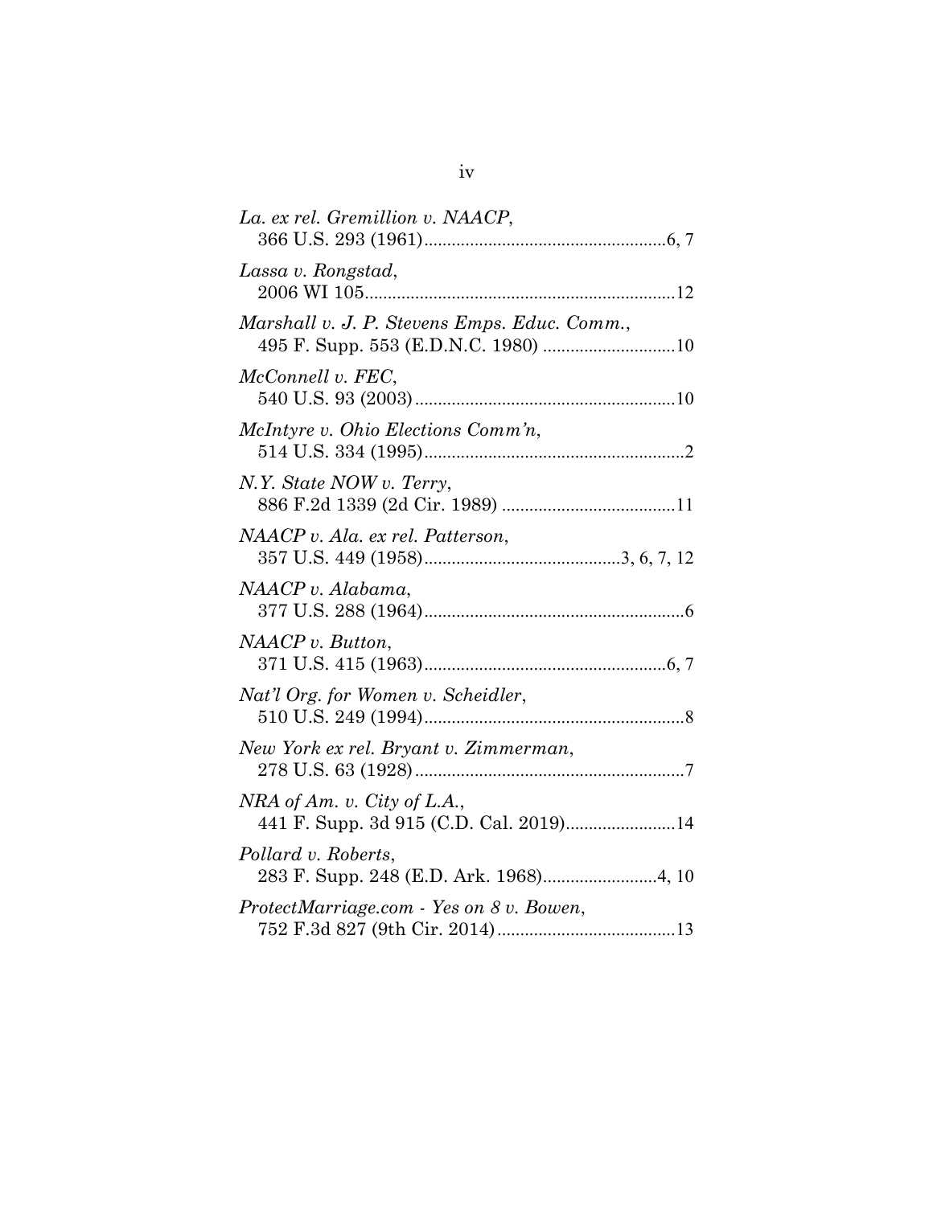*La. ex rel. Gremillion v. NAACP*,
366 U.S. 293 (1961) ........................................................ 6, 7

*Lassa v. Rongstad*,
2006 WI 105 ........................................................................ 12

*Marshall v. J. P. Stevens Emps. Educ. Comm.*,
495 F. Supp. 553 (E.D.N.C. 1980) ............................ 10

*McConnell v. FEC*,
540 U.S. 93 (2003) ........................................................... 10

*McIntyre v. Ohio Elections Comm'n*,
514 U.S. 334 (1995) ........................................................... 2

*N.Y. State NOW v. Terry*,
886 F.2d 1339 (2d Cir. 1989) ........................................ 11

*NAACP v. Ala. ex rel. Patterson*,
357 U.S. 449 (1958) ........................................... 3, 6, 7, 12

*NAACP v. Alabama*,
377 U.S. 288 (1964) ........................................................... 6

*NAACP v. Button*,
371 U.S. 415 (1963) ........................................................ 6, 7

*Nat'l Org. for Women v. Scheidler*,
510 U.S. 249 (1994) ........................................................... 8

*New York ex rel. Bryant v. Zimmerman*,
278 U.S. 63 (1928) ............................................................. 7

*NRA of Am. v. City of L.A.*,
441 F. Supp. 3d 915 (C.D. Cal. 2019) ........................ 14

*Pollard v. Roberts*,
283 F. Supp. 248 (E.D. Ark. 1968) ......................... 4, 10

*ProtectMarriage.com - Yes on 8 v. Bowen*,
752 F.3d 827 (9th Cir. 2014) ......................................... 13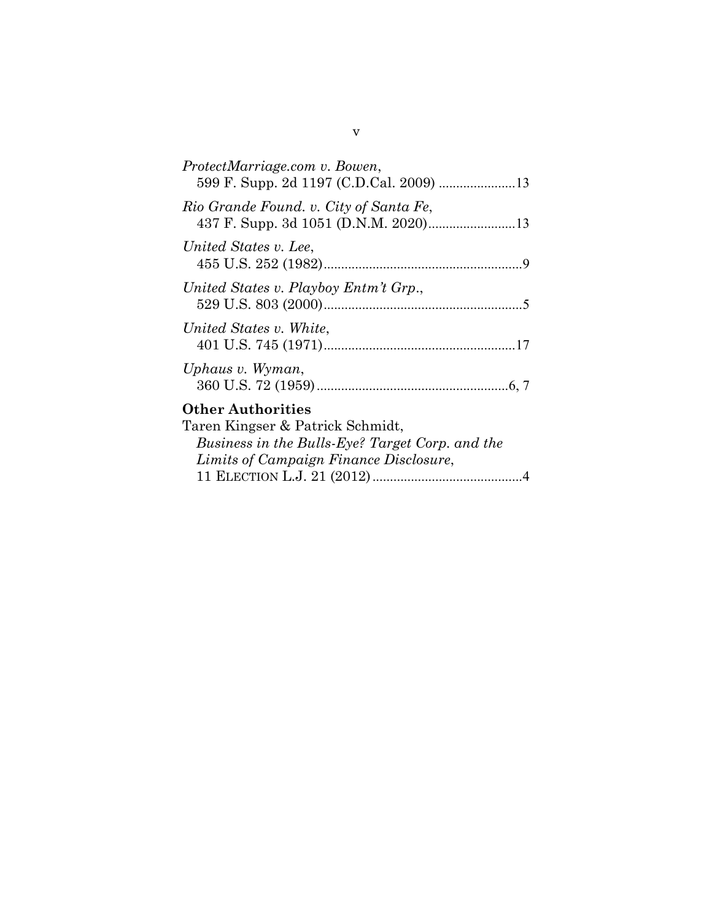*ProtectMarriage.com v. Bowen*,
599 F. Supp. 2d 1197 (C.D.Cal. 2009) ......................13

*Rio Grande Found. v. City of Santa Fe*,
437 F. Supp. 3d 1051 (D.N.M. 2020).........................13

*United States v. Lee*,
455 U.S. 252 (1982)........................................................9

*United States v. Playboy Entm't Grp.*,
529 U.S. 803 (2000).........................................................5

*United States v. White*,
401 U.S. 745 (1971).......................................................17

*Uphaus v. Wyman*,
360 U.S. 72 (1959).......................................................6, 7

**Other Authorities**

Taren Kingser & Patrick Schmidt,
*Business in the Bulls-Eye? Target Corp. and the Limits of Campaign Finance Disclosure*,
11 ELECTION L.J. 21 (2012)...........................................4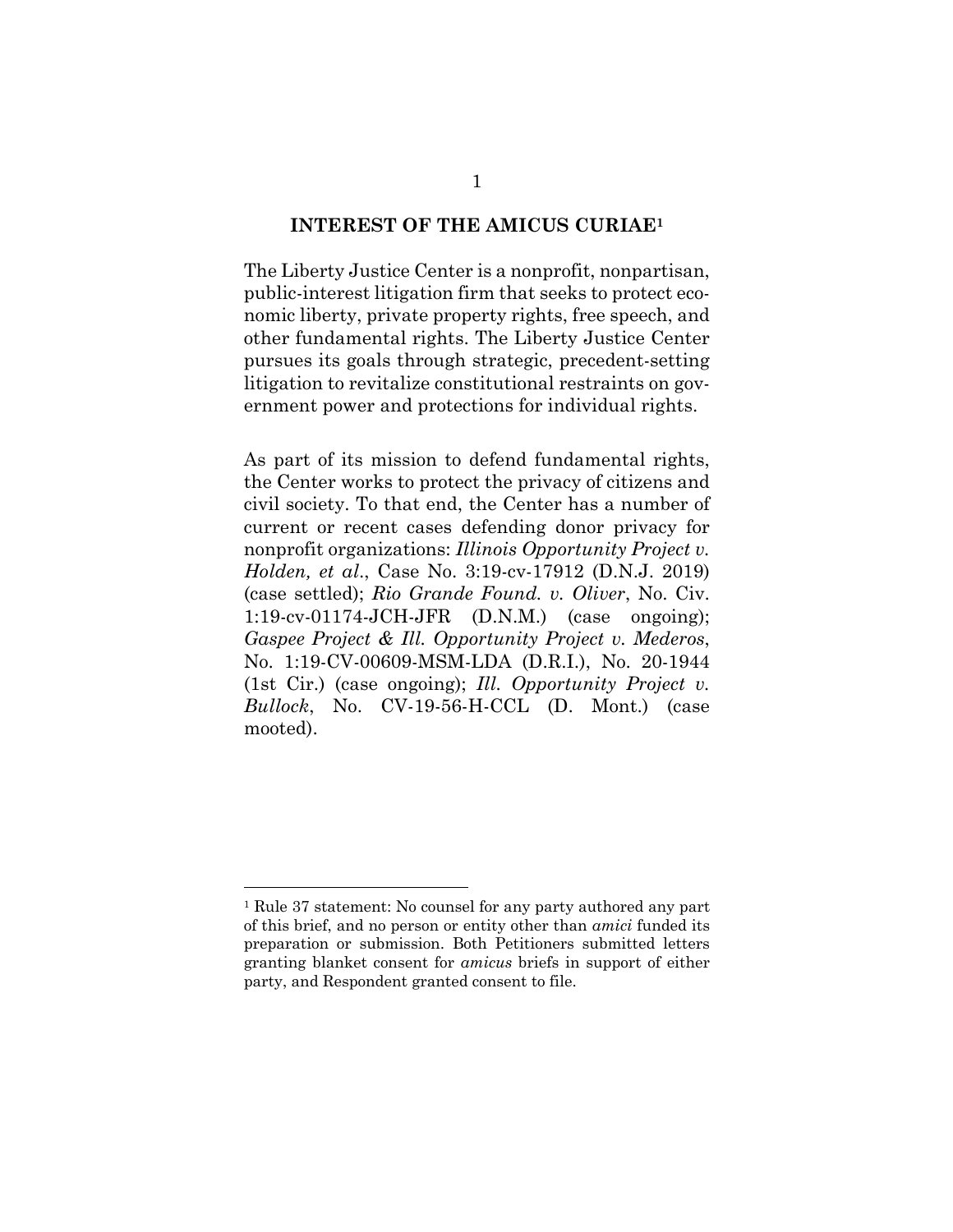## INTEREST OF THE AMICUS CURIAE[1]

The Liberty Justice Center is a nonprofit, nonpartisan, public-interest litigation firm that seeks to protect economic liberty, private property rights, free speech, and other fundamental rights. The Liberty Justice Center pursues its goals through strategic, precedent-setting litigation to revitalize constitutional restraints on government power and protections for individual rights.

As part of its mission to defend fundamental rights, the Center works to protect the privacy of citizens and civil society. To that end, the Center has a number of current or recent cases defending donor privacy for nonprofit organizations: *Illinois Opportunity Project v. Holden, et al.*, Case No. 3:19-cv-17912 (D.N.J. 2019) (case settled); *Rio Grande Found. v. Oliver*, No. Civ. 1:19-cv-01174-JCH-JFR (D.N.M.) (case ongoing); *Gaspee Project & Ill. Opportunity Project v. Mederos*, No. 1:19-CV-00609-MSM-LDA (D.R.I.), No. 20-1944 (1st Cir.) (case ongoing); *Ill. Opportunity Project v. Bullock*, No. CV-19-56-H-CCL (D. Mont.) (case mooted).

---

[1] Rule 37 statement: No counsel for any party authored any part of this brief, and no person or entity other than *amici* funded its preparation or submission. Both Petitioners submitted letters granting blanket consent for *amicus* briefs in support of either party, and Respondent granted consent to file.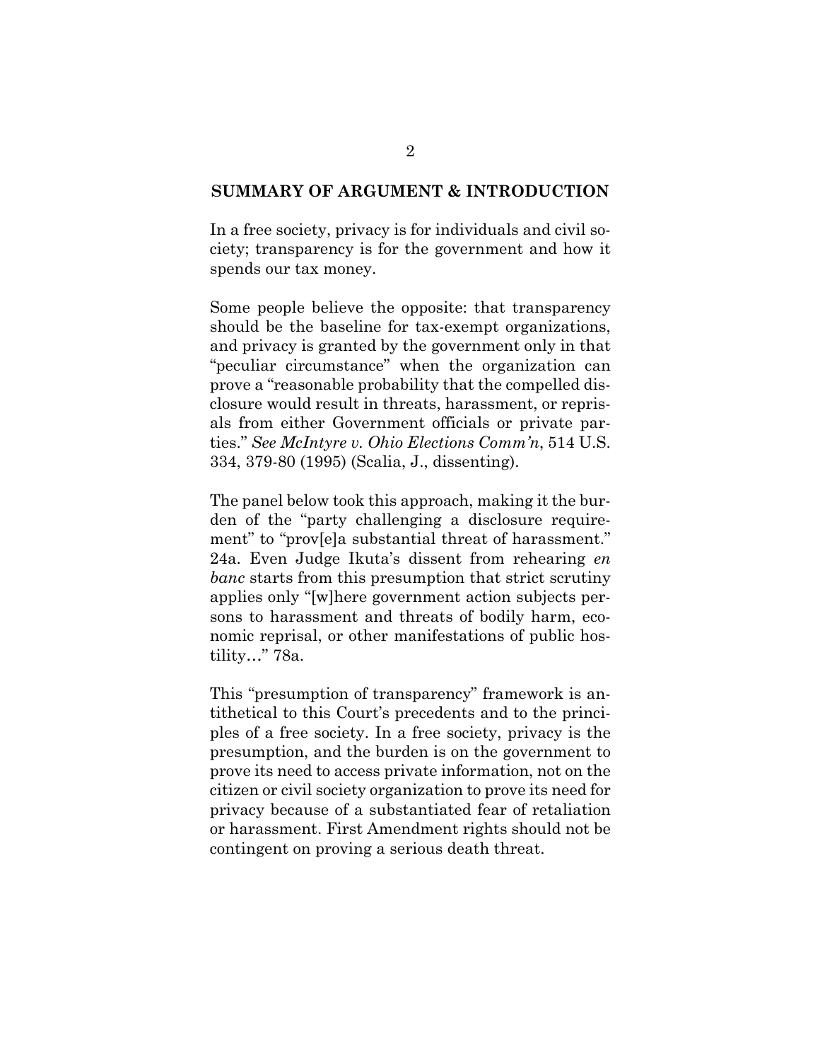## SUMMARY OF ARGUMENT & INTRODUCTION

In a free society, privacy is for individuals and civil society; transparency is for the government and how it spends our tax money.

Some people believe the opposite: that transparency should be the baseline for tax-exempt organizations, and privacy is granted by the government only in that "peculiar circumstance" when the organization can prove a "reasonable probability that the compelled disclosure would result in threats, harassment, or reprisals from either Government officials or private parties." *See McIntyre v. Ohio Elections Comm'n*, 514 U.S. 334, 379-80 (1995) (Scalia, J., dissenting).

The panel below took this approach, making it the burden of the "party challenging a disclosure requirement" to "prov[e]a substantial threat of harassment." 24a. Even Judge Ikuta's dissent from rehearing *en banc* starts from this presumption that strict scrutiny applies only "[w]here government action subjects persons to harassment and threats of bodily harm, economic reprisal, or other manifestations of public hostility…" 78a.

This "presumption of transparency" framework is antithetical to this Court's precedents and to the principles of a free society. In a free society, privacy is the presumption, and the burden is on the government to prove its need to access private information, not on the citizen or civil society organization to prove its need for privacy because of a substantiated fear of retaliation or harassment. First Amendment rights should not be contingent on proving a serious death threat.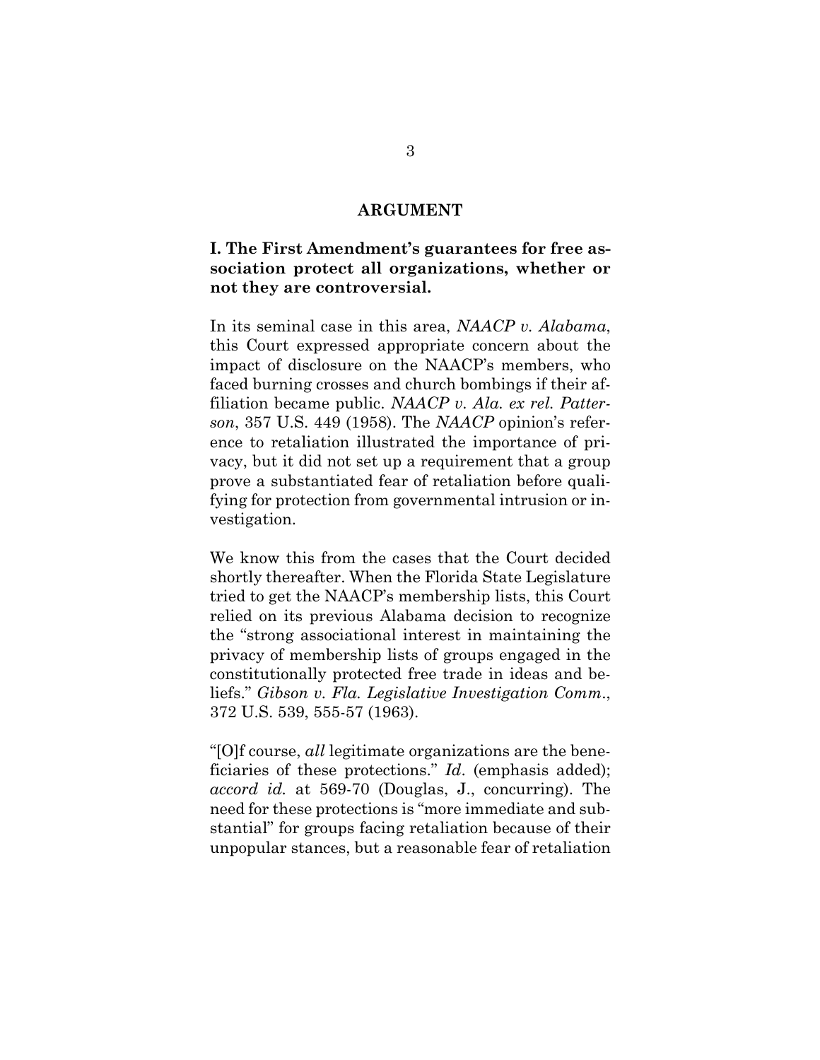## ARGUMENT

### I. The First Amendment's guarantees for free association protect all organizations, whether or not they are controversial.

In its seminal case in this area, *NAACP v. Alabama*, this Court expressed appropriate concern about the impact of disclosure on the NAACP's members, who faced burning crosses and church bombings if their affiliation became public. *NAACP v. Ala. ex rel. Patterson*, 357 U.S. 449 (1958). The *NAACP* opinion's reference to retaliation illustrated the importance of privacy, but it did not set up a requirement that a group prove a substantiated fear of retaliation before qualifying for protection from governmental intrusion or investigation.

We know this from the cases that the Court decided shortly thereafter. When the Florida State Legislature tried to get the NAACP's membership lists, this Court relied on its previous Alabama decision to recognize the "strong associational interest in maintaining the privacy of membership lists of groups engaged in the constitutionally protected free trade in ideas and beliefs." *Gibson v. Fla. Legislative Investigation Comm.*, 372 U.S. 539, 555-57 (1963).

"[O]f course, *all* legitimate organizations are the beneficiaries of these protections." *Id*. (emphasis added); *accord id.* at 569-70 (Douglas, J., concurring). The need for these protections is "more immediate and substantial" for groups facing retaliation because of their unpopular stances, but a reasonable fear of retaliation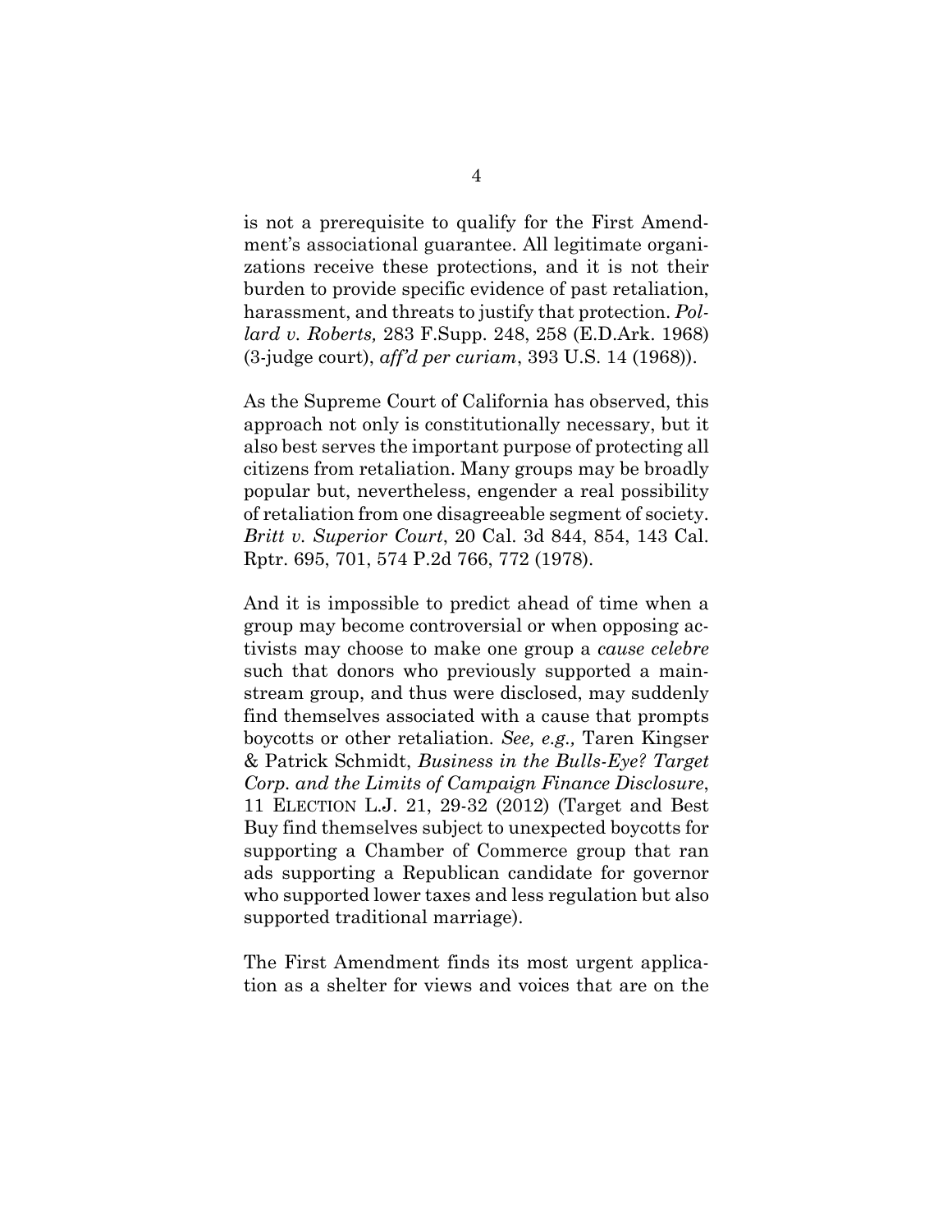is not a prerequisite to qualify for the First Amendment's associational guarantee. All legitimate organizations receive these protections, and it is not their burden to provide specific evidence of past retaliation, harassment, and threats to justify that protection. *Pollard v. Roberts,* 283 F.Supp. 248, 258 (E.D.Ark. 1968) (3-judge court), *aff'd per curiam*, 393 U.S. 14 (1968)).

As the Supreme Court of California has observed, this approach not only is constitutionally necessary, but it also best serves the important purpose of protecting all citizens from retaliation. Many groups may be broadly popular but, nevertheless, engender a real possibility of retaliation from one disagreeable segment of society. *Britt v. Superior Court*, 20 Cal. 3d 844, 854, 143 Cal. Rptr. 695, 701, 574 P.2d 766, 772 (1978).

And it is impossible to predict ahead of time when a group may become controversial or when opposing activists may choose to make one group a *cause celebre* such that donors who previously supported a mainstream group, and thus were disclosed, may suddenly find themselves associated with a cause that prompts boycotts or other retaliation. *See, e.g.,* Taren Kingser & Patrick Schmidt, *Business in the Bulls-Eye? Target Corp. and the Limits of Campaign Finance Disclosure*, 11 ELECTION L.J. 21, 29-32 (2012) (Target and Best Buy find themselves subject to unexpected boycotts for supporting a Chamber of Commerce group that ran ads supporting a Republican candidate for governor who supported lower taxes and less regulation but also supported traditional marriage).

The First Amendment finds its most urgent application as a shelter for views and voices that are on the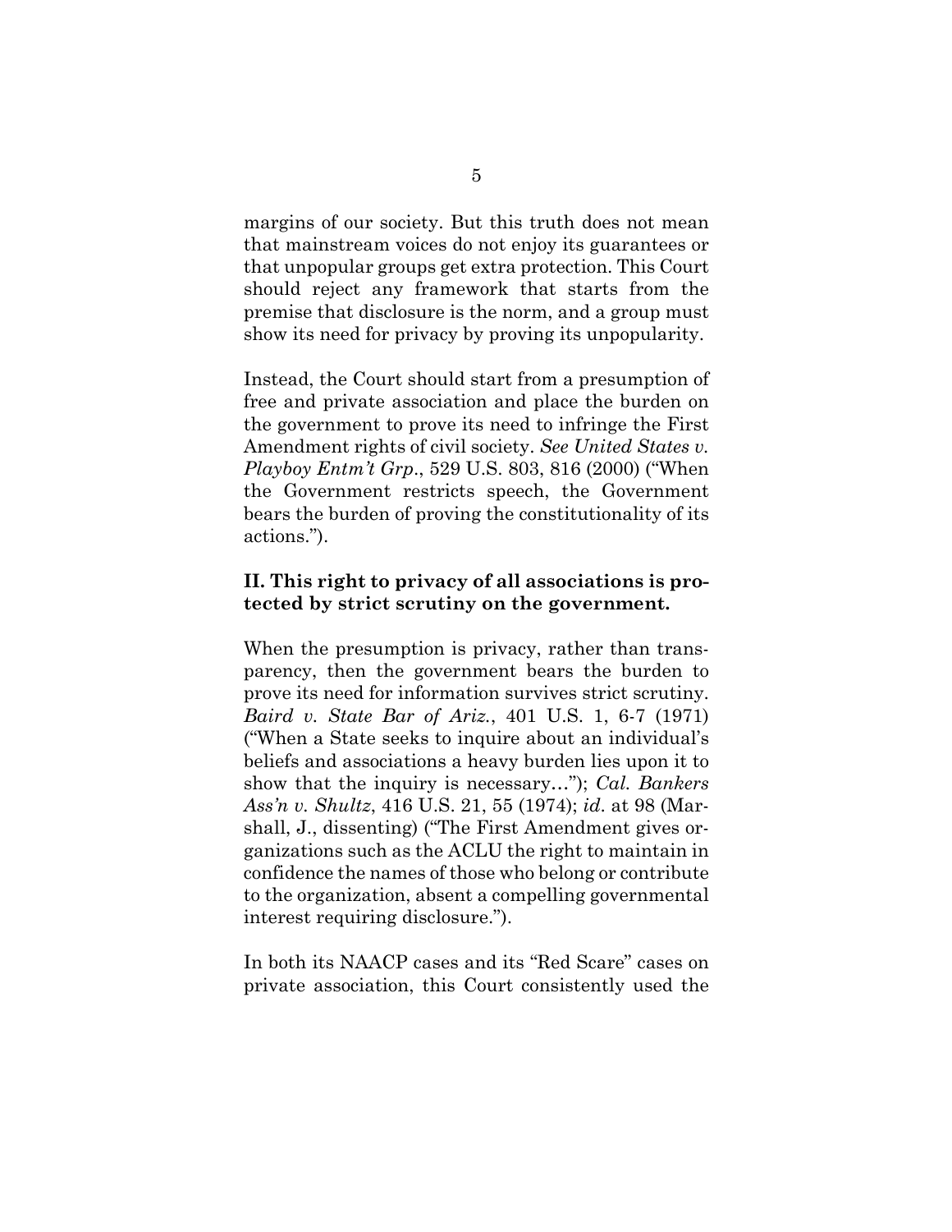margins of our society. But this truth does not mean that mainstream voices do not enjoy its guarantees or that unpopular groups get extra protection. This Court should reject any framework that starts from the premise that disclosure is the norm, and a group must show its need for privacy by proving its unpopularity.

Instead, the Court should start from a presumption of free and private association and place the burden on the government to prove its need to infringe the First Amendment rights of civil society. *See United States v. Playboy Entm't Grp.*, 529 U.S. 803, 816 (2000) ("When the Government restricts speech, the Government bears the burden of proving the constitutionality of its actions.").

## II. This right to privacy of all associations is protected by strict scrutiny on the government.

When the presumption is privacy, rather than transparency, then the government bears the burden to prove its need for information survives strict scrutiny. *Baird v. State Bar of Ariz.*, 401 U.S. 1, 6-7 (1971) ("When a State seeks to inquire about an individual's beliefs and associations a heavy burden lies upon it to show that the inquiry is necessary…"); *Cal. Bankers Ass'n v. Shultz*, 416 U.S. 21, 55 (1974); *id.* at 98 (Marshall, J., dissenting) ("The First Amendment gives organizations such as the ACLU the right to maintain in confidence the names of those who belong or contribute to the organization, absent a compelling governmental interest requiring disclosure.").

In both its NAACP cases and its "Red Scare" cases on private association, this Court consistently used the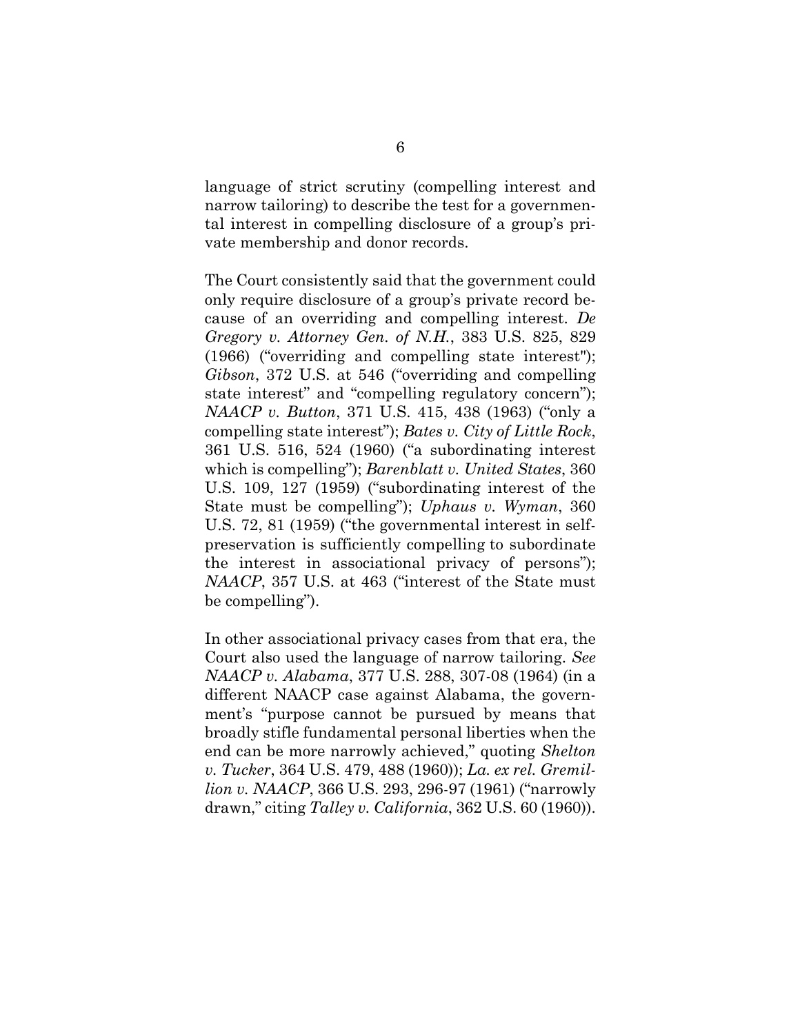language of strict scrutiny (compelling interest and narrow tailoring) to describe the test for a governmental interest in compelling disclosure of a group's private membership and donor records.

The Court consistently said that the government could only require disclosure of a group's private record because of an overriding and compelling interest. *De Gregory v. Attorney Gen. of N.H.*, 383 U.S. 825, 829 (1966) ("overriding and compelling state interest"); *Gibson*, 372 U.S. at 546 ("overriding and compelling state interest" and "compelling regulatory concern"); *NAACP v. Button*, 371 U.S. 415, 438 (1963) ("only a compelling state interest"); *Bates v. City of Little Rock*, 361 U.S. 516, 524 (1960) ("a subordinating interest which is compelling"); *Barenblatt v. United States*, 360 U.S. 109, 127 (1959) ("subordinating interest of the State must be compelling"); *Uphaus v. Wyman*, 360 U.S. 72, 81 (1959) ("the governmental interest in self-preservation is sufficiently compelling to subordinate the interest in associational privacy of persons"); *NAACP*, 357 U.S. at 463 ("interest of the State must be compelling").

In other associational privacy cases from that era, the Court also used the language of narrow tailoring. *See NAACP v. Alabama*, 377 U.S. 288, 307-08 (1964) (in a different NAACP case against Alabama, the government's "purpose cannot be pursued by means that broadly stifle fundamental personal liberties when the end can be more narrowly achieved," quoting *Shelton v. Tucker*, 364 U.S. 479, 488 (1960)); *La. ex rel. Gremillion v. NAACP*, 366 U.S. 293, 296-97 (1961) ("narrowly drawn," citing *Talley v. California*, 362 U.S. 60 (1960)).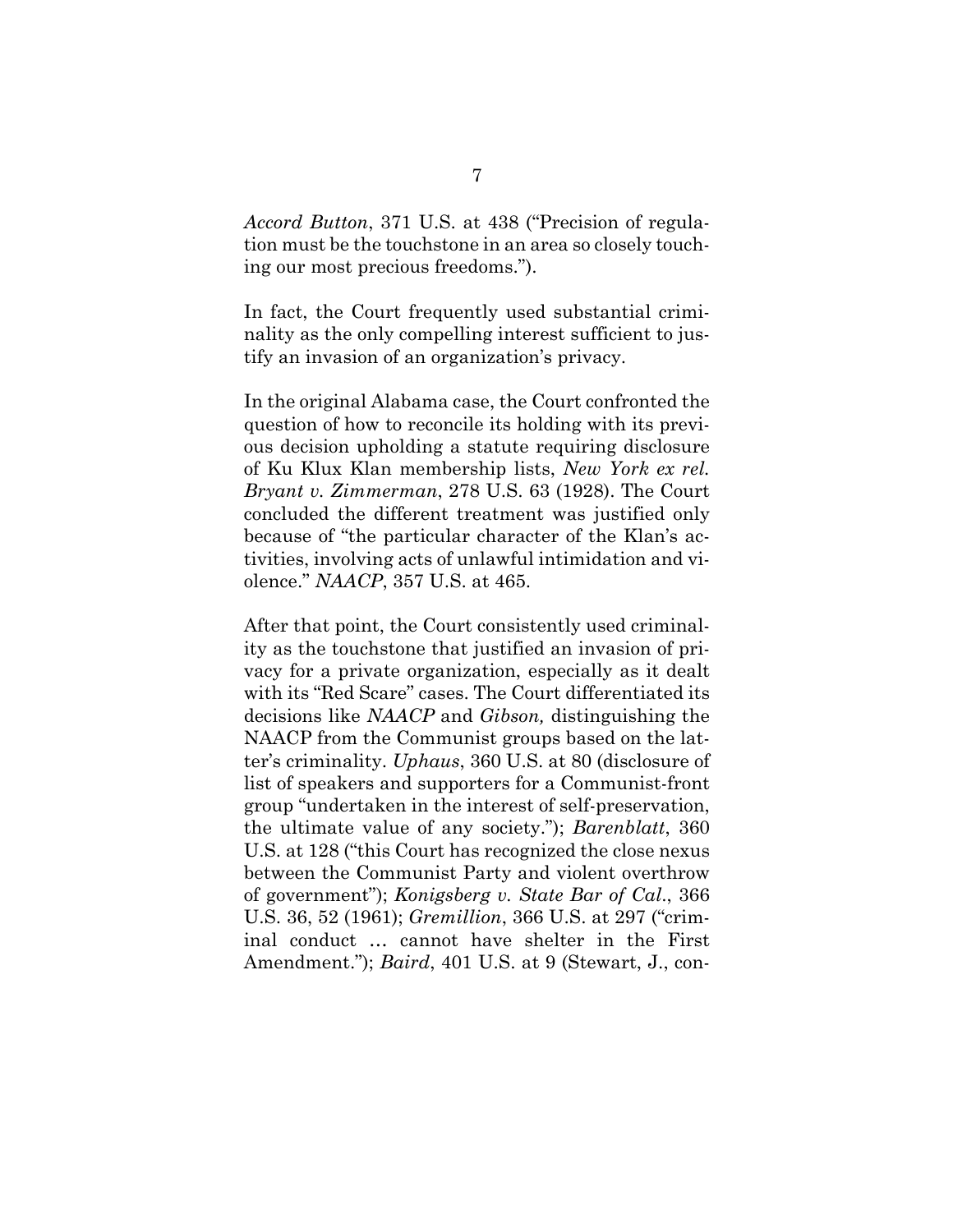*Accord Button*, 371 U.S. at 438 ("Precision of regulation must be the touchstone in an area so closely touching our most precious freedoms.").

In fact, the Court frequently used substantial criminality as the only compelling interest sufficient to justify an invasion of an organization's privacy.

In the original Alabama case, the Court confronted the question of how to reconcile its holding with its previous decision upholding a statute requiring disclosure of Ku Klux Klan membership lists, *New York ex rel. Bryant v. Zimmerman*, 278 U.S. 63 (1928). The Court concluded the different treatment was justified only because of "the particular character of the Klan's activities, involving acts of unlawful intimidation and violence." *NAACP*, 357 U.S. at 465.

After that point, the Court consistently used criminality as the touchstone that justified an invasion of privacy for a private organization, especially as it dealt with its "Red Scare" cases. The Court differentiated its decisions like *NAACP* and *Gibson,* distinguishing the NAACP from the Communist groups based on the latter's criminality. *Uphaus*, 360 U.S. at 80 (disclosure of list of speakers and supporters for a Communist-front group "undertaken in the interest of self-preservation, the ultimate value of any society."); *Barenblatt*, 360 U.S. at 128 ("this Court has recognized the close nexus between the Communist Party and violent overthrow of government"); *Konigsberg v. State Bar of Cal*., 366 U.S. 36, 52 (1961); *Gremillion*, 366 U.S. at 297 ("criminal conduct … cannot have shelter in the First Amendment."); *Baird*, 401 U.S. at 9 (Stewart, J., con-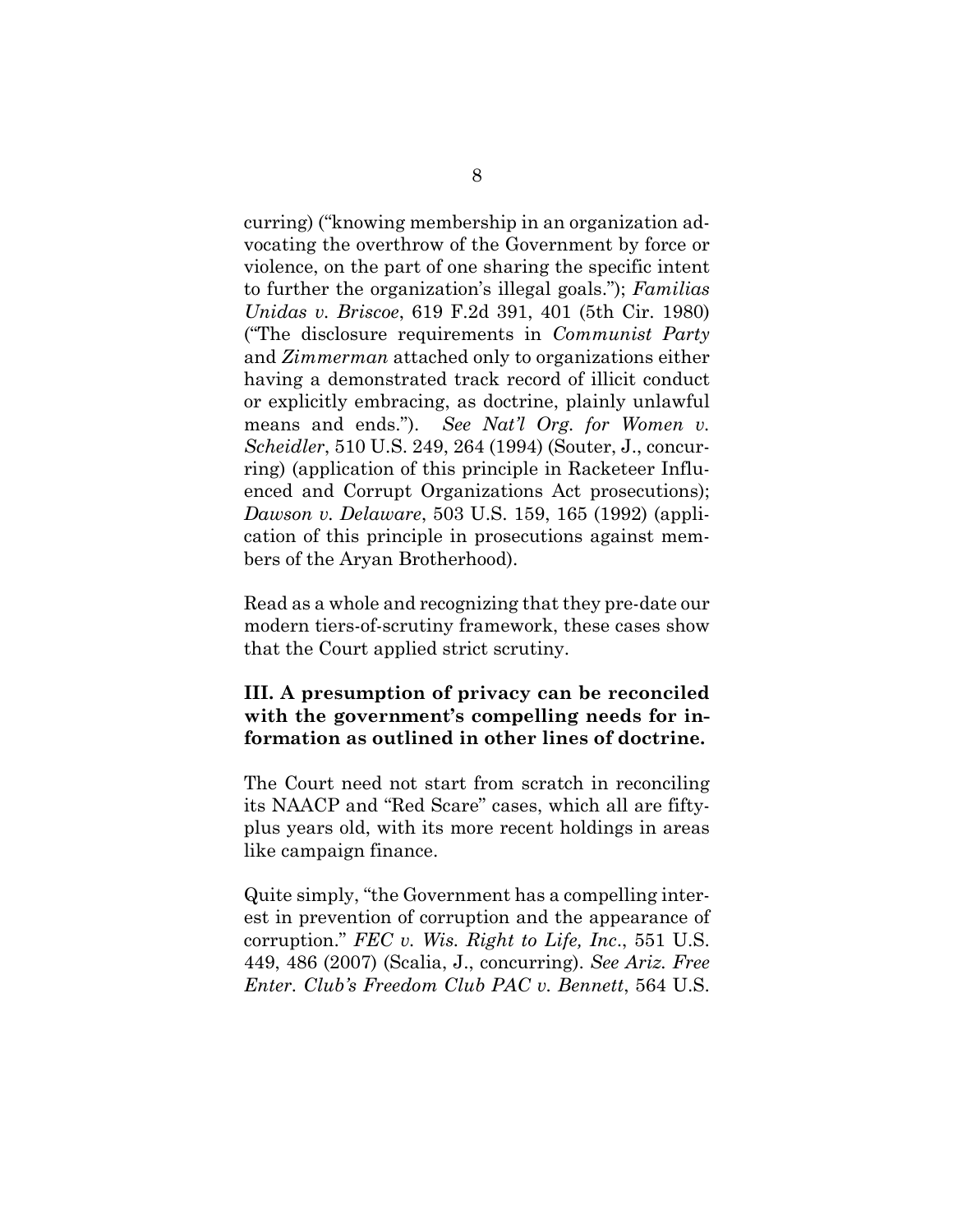curring) ("knowing membership in an organization advocating the overthrow of the Government by force or violence, on the part of one sharing the specific intent to further the organization's illegal goals."); *Familias Unidas v. Briscoe*, 619 F.2d 391, 401 (5th Cir. 1980) ("The disclosure requirements in *Communist Party* and *Zimmerman* attached only to organizations either having a demonstrated track record of illicit conduct or explicitly embracing, as doctrine, plainly unlawful means and ends."). *See Nat'l Org. for Women v. Scheidler*, 510 U.S. 249, 264 (1994) (Souter, J., concurring) (application of this principle in Racketeer Influenced and Corrupt Organizations Act prosecutions); *Dawson v. Delaware*, 503 U.S. 159, 165 (1992) (application of this principle in prosecutions against members of the Aryan Brotherhood).

Read as a whole and recognizing that they pre-date our modern tiers-of-scrutiny framework, these cases show that the Court applied strict scrutiny.

## III. A presumption of privacy can be reconciled with the government's compelling needs for information as outlined in other lines of doctrine.

The Court need not start from scratch in reconciling its NAACP and "Red Scare" cases, which all are fifty-plus years old, with its more recent holdings in areas like campaign finance.

Quite simply, "the Government has a compelling interest in prevention of corruption and the appearance of corruption." *FEC v. Wis. Right to Life, Inc*., 551 U.S. 449, 486 (2007) (Scalia, J., concurring). *See Ariz. Free Enter. Club's Freedom Club PAC v. Bennett*, 564 U.S.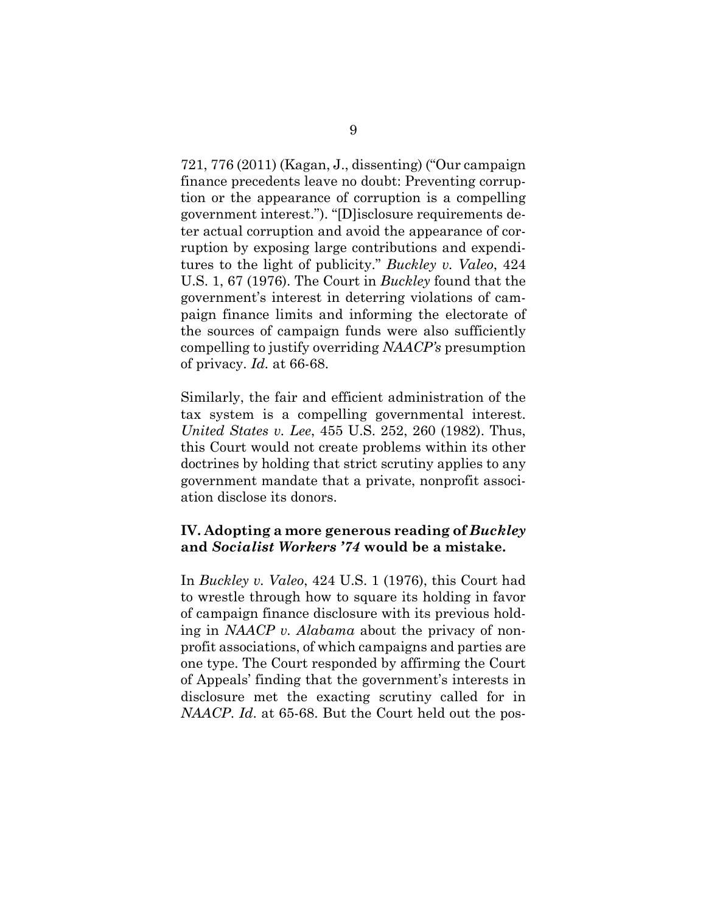721, 776 (2011) (Kagan, J., dissenting) ("Our campaign finance precedents leave no doubt: Preventing corruption or the appearance of corruption is a compelling government interest."). "[D]isclosure requirements deter actual corruption and avoid the appearance of corruption by exposing large contributions and expenditures to the light of publicity." *Buckley v. Valeo*, 424 U.S. 1, 67 (1976). The Court in *Buckley* found that the government's interest in deterring violations of campaign finance limits and informing the electorate of the sources of campaign funds were also sufficiently compelling to justify overriding *NAACP's* presumption of privacy. *Id.* at 66-68.

Similarly, the fair and efficient administration of the tax system is a compelling governmental interest. *United States v. Lee*, 455 U.S. 252, 260 (1982). Thus, this Court would not create problems within its other doctrines by holding that strict scrutiny applies to any government mandate that a private, nonprofit association disclose its donors.

## IV. Adopting a more generous reading of *Buckley* and *Socialist Workers '74* would be a mistake.

In *Buckley v. Valeo*, 424 U.S. 1 (1976), this Court had to wrestle through how to square its holding in favor of campaign finance disclosure with its previous holding in *NAACP v. Alabama* about the privacy of nonprofit associations, of which campaigns and parties are one type. The Court responded by affirming the Court of Appeals' finding that the government's interests in disclosure met the exacting scrutiny called for in *NAACP*. *Id.* at 65-68. But the Court held out the pos-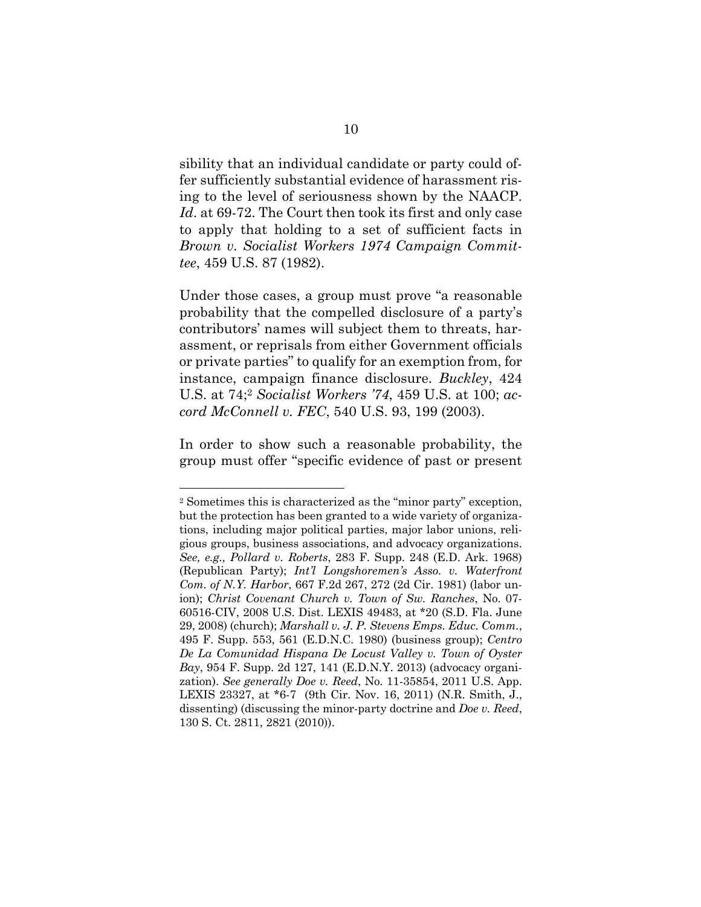sibility that an individual candidate or party could offer sufficiently substantial evidence of harassment rising to the level of seriousness shown by the NAACP. *Id.* at 69-72. The Court then took its first and only case to apply that holding to a set of sufficient facts in *Brown v. Socialist Workers 1974 Campaign Committee*, 459 U.S. 87 (1982).

Under those cases, a group must prove "a reasonable probability that the compelled disclosure of a party's contributors' names will subject them to threats, harassment, or reprisals from either Government officials or private parties" to qualify for an exemption from, for instance, campaign finance disclosure. *Buckley*, 424 U.S. at 74;[2] *Socialist Workers '74*, 459 U.S. at 100; *accord McConnell v. FEC*, 540 U.S. 93, 199 (2003).

In order to show such a reasonable probability, the group must offer "specific evidence of past or present

---

[2] Sometimes this is characterized as the "minor party" exception, but the protection has been granted to a wide variety of organizations, including major political parties, major labor unions, religious groups, business associations, and advocacy organizations. *See, e.g., Pollard v. Roberts*, 283 F. Supp. 248 (E.D. Ark. 1968) (Republican Party); *Int'l Longshoremen's Asso. v. Waterfront Com. of N.Y. Harbor*, 667 F.2d 267, 272 (2d Cir. 1981) (labor union); *Christ Covenant Church v. Town of Sw. Ranches*, No. 07-60516-CIV, 2008 U.S. Dist. LEXIS 49483, at *20 (S.D. Fla. June 29, 2008) (church); *Marshall v. J. P. Stevens Emps. Educ. Comm.*, 495 F. Supp. 553, 561 (E.D.N.C. 1980) (business group); *Centro De La Comunidad Hispana De Locust Valley v. Town of Oyster Bay*, 954 F. Supp. 2d 127, 141 (E.D.N.Y. 2013) (advocacy organization). *See generally Doe v. Reed*, No. 11-35854, 2011 U.S. App. LEXIS 23327, at *6-7 (9th Cir. Nov. 16, 2011) (N.R. Smith, J., dissenting) (discussing the minor-party doctrine and *Doe v. Reed*, 130 S. Ct. 2811, 2821 (2010)).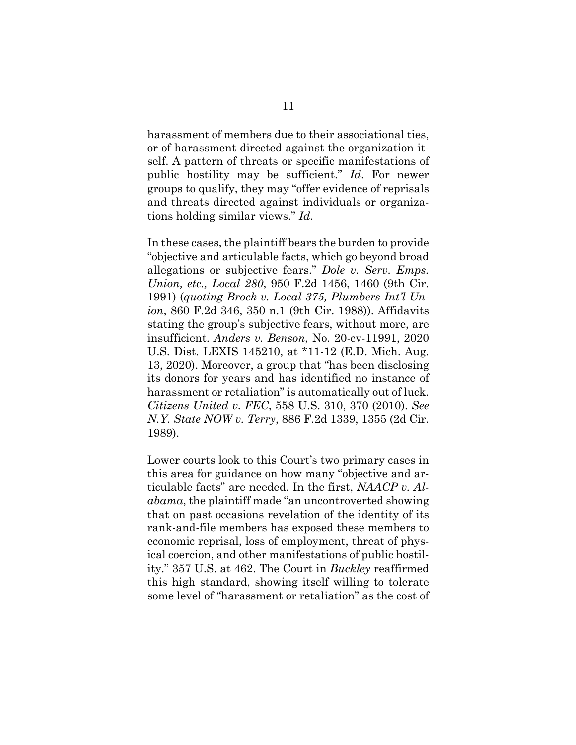harassment of members due to their associational ties, or of harassment directed against the organization itself. A pattern of threats or specific manifestations of public hostility may be sufficient." *Id*. For newer groups to qualify, they may "offer evidence of reprisals and threats directed against individuals or organizations holding similar views." *Id*.

In these cases, the plaintiff bears the burden to provide "objective and articulable facts, which go beyond broad allegations or subjective fears." *Dole v. Serv. Emps. Union, etc., Local 280*, 950 F.2d 1456, 1460 (9th Cir. 1991) (*quoting Brock v. Local 375, Plumbers Int'l Union*, 860 F.2d 346, 350 n.1 (9th Cir. 1988)). Affidavits stating the group's subjective fears, without more, are insufficient. *Anders v. Benson*, No. 20-cv-11991, 2020 U.S. Dist. LEXIS 145210, at *11-12 (E.D. Mich. Aug. 13, 2020). Moreover, a group that "has been disclosing its donors for years and has identified no instance of harassment or retaliation" is automatically out of luck. *Citizens United v. FEC*, 558 U.S. 310, 370 (2010). *See N.Y. State NOW v. Terry*, 886 F.2d 1339, 1355 (2d Cir. 1989).

Lower courts look to this Court's two primary cases in this area for guidance on how many "objective and articulable facts" are needed. In the first, *NAACP v. Alabama*, the plaintiff made "an uncontroverted showing that on past occasions revelation of the identity of its rank-and-file members has exposed these members to economic reprisal, loss of employment, threat of physical coercion, and other manifestations of public hostility." 357 U.S. at 462. The Court in *Buckley* reaffirmed this high standard, showing itself willing to tolerate some level of "harassment or retaliation" as the cost of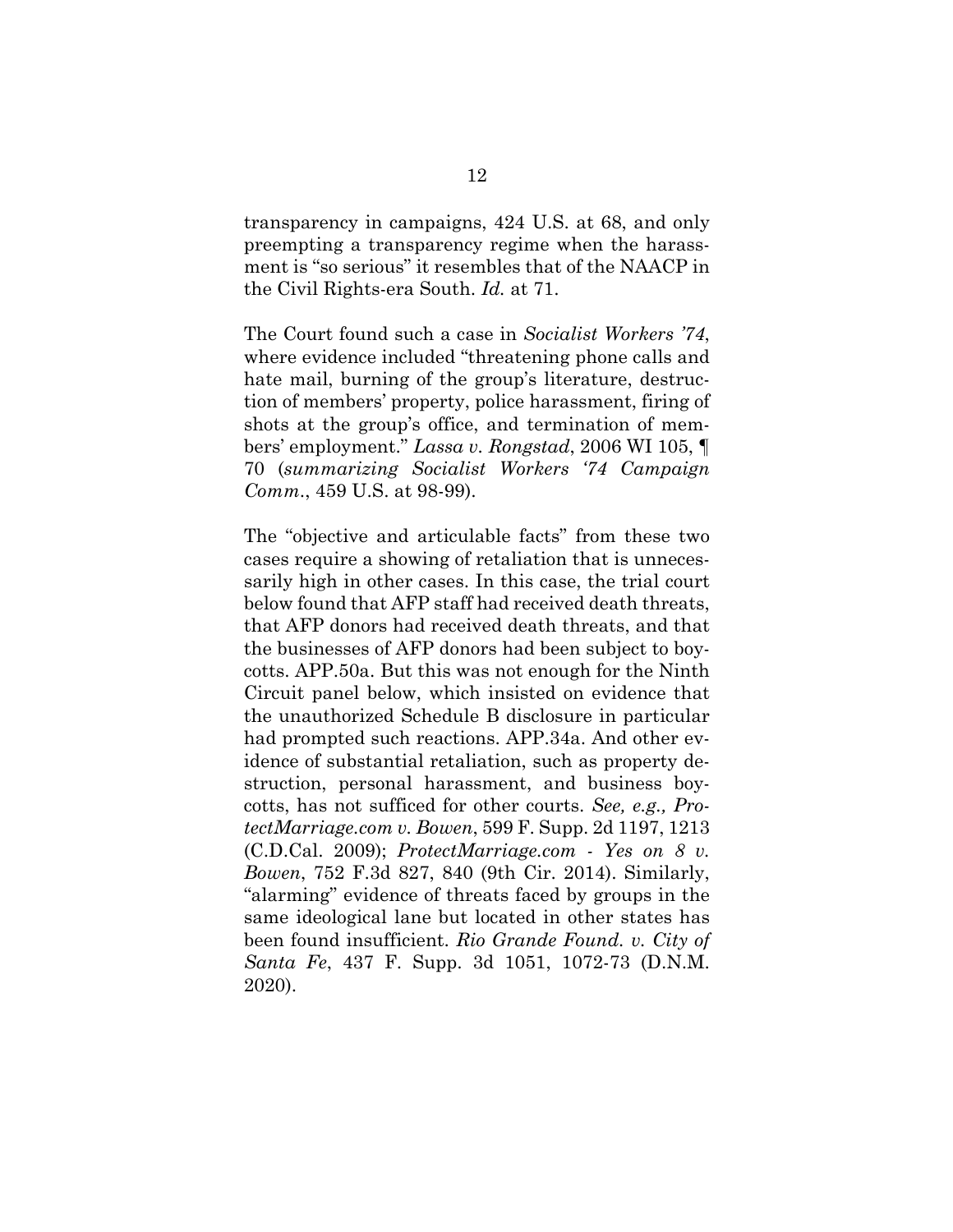transparency in campaigns, 424 U.S. at 68, and only preempting a transparency regime when the harassment is "so serious" it resembles that of the NAACP in the Civil Rights-era South. *Id.* at 71.

The Court found such a case in *Socialist Workers '74*, where evidence included "threatening phone calls and hate mail, burning of the group's literature, destruction of members' property, police harassment, firing of shots at the group's office, and termination of members' employment." *Lassa v. Rongstad*, 2006 WI 105, ¶ 70 (*summarizing Socialist Workers '74 Campaign Comm.*, 459 U.S. at 98-99).

The "objective and articulable facts" from these two cases require a showing of retaliation that is unnecessarily high in other cases. In this case, the trial court below found that AFP staff had received death threats, that AFP donors had received death threats, and that the businesses of AFP donors had been subject to boycotts. APP.50a. But this was not enough for the Ninth Circuit panel below, which insisted on evidence that the unauthorized Schedule B disclosure in particular had prompted such reactions. APP.34a. And other evidence of substantial retaliation, such as property destruction, personal harassment, and business boycotts, has not sufficed for other courts. *See, e.g., ProtectMarriage.com v. Bowen*, 599 F. Supp. 2d 1197, 1213 (C.D.Cal. 2009); *ProtectMarriage.com - Yes on 8 v. Bowen*, 752 F.3d 827, 840 (9th Cir. 2014). Similarly, "alarming" evidence of threats faced by groups in the same ideological lane but located in other states has been found insufficient. *Rio Grande Found. v. City of Santa Fe*, 437 F. Supp. 3d 1051, 1072-73 (D.N.M. 2020).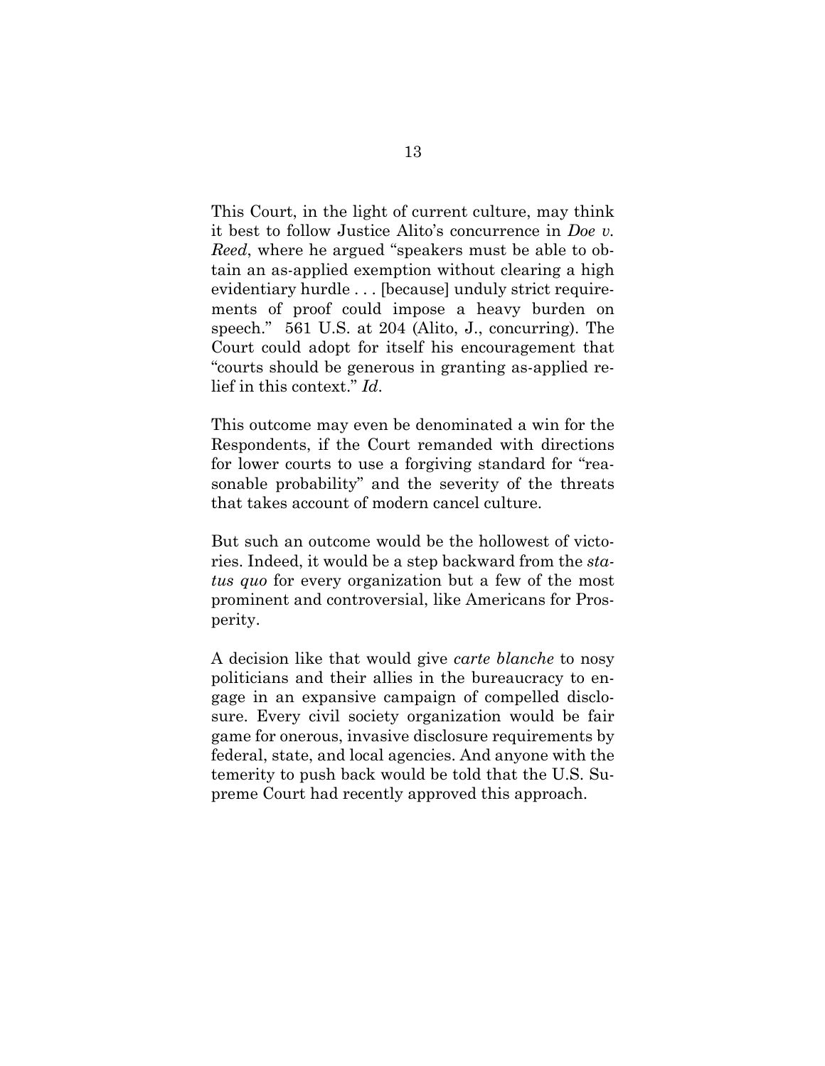This Court, in the light of current culture, may think it best to follow Justice Alito's concurrence in *Doe v. Reed*, where he argued "speakers must be able to obtain an as-applied exemption without clearing a high evidentiary hurdle . . . [because] unduly strict requirements of proof could impose a heavy burden on speech." 561 U.S. at 204 (Alito, J., concurring). The Court could adopt for itself his encouragement that "courts should be generous in granting as-applied relief in this context." *Id*.

This outcome may even be denominated a win for the Respondents, if the Court remanded with directions for lower courts to use a forgiving standard for "reasonable probability" and the severity of the threats that takes account of modern cancel culture.

But such an outcome would be the hollowest of victories. Indeed, it would be a step backward from the *status quo* for every organization but a few of the most prominent and controversial, like Americans for Prosperity.

A decision like that would give *carte blanche* to nosy politicians and their allies in the bureaucracy to engage in an expansive campaign of compelled disclosure. Every civil society organization would be fair game for onerous, invasive disclosure requirements by federal, state, and local agencies. And anyone with the temerity to push back would be told that the U.S. Supreme Court had recently approved this approach.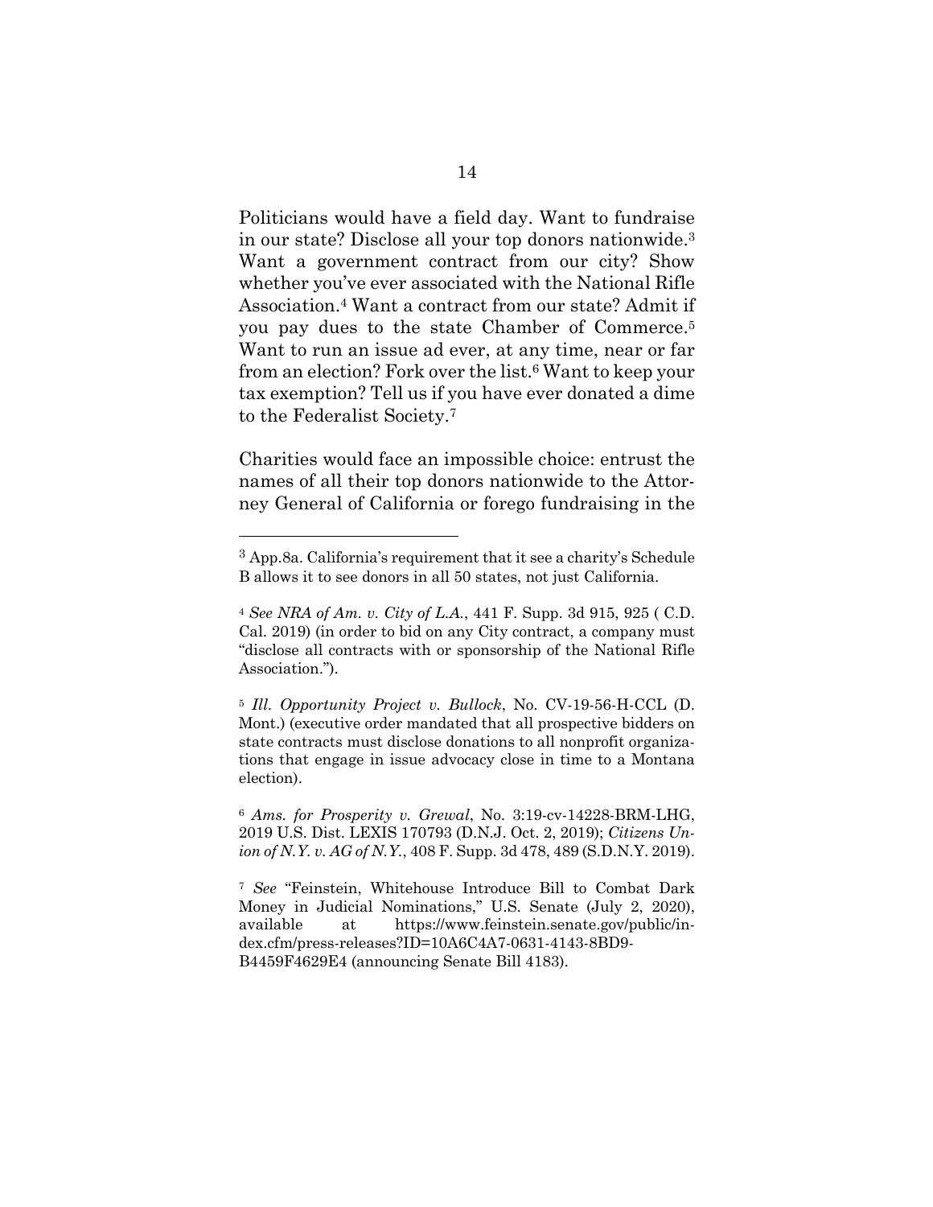Politicians would have a field day. Want to fundraise in our state? Disclose all your top donors nationwide.[3] Want a government contract from our city? Show whether you've ever associated with the National Rifle Association.[4] Want a contract from our state? Admit if you pay dues to the state Chamber of Commerce.[5] Want to run an issue ad ever, at any time, near or far from an election? Fork over the list.[6] Want to keep your tax exemption? Tell us if you have ever donated a dime to the Federalist Society.[7]

Charities would face an impossible choice: entrust the names of all their top donors nationwide to the Attorney General of California or forego fundraising in the

---

[3] App.8a. California's requirement that it see a charity's Schedule B allows it to see donors in all 50 states, not just California.

[4] *See NRA of Am. v. City of L.A.*, 441 F. Supp. 3d 915, 925 ( C.D. Cal. 2019) (in order to bid on any City contract, a company must "disclose all contracts with or sponsorship of the National Rifle Association.").

[5] *Ill. Opportunity Project v. Bullock*, No. CV-19-56-H-CCL (D. Mont.) (executive order mandated that all prospective bidders on state contracts must disclose donations to all nonprofit organizations that engage in issue advocacy close in time to a Montana election).

[6] *Ams. for Prosperity v. Grewal*, No. 3:19-cv-14228-BRM-LHG, 2019 U.S. Dist. LEXIS 170793 (D.N.J. Oct. 2, 2019); *Citizens Union of N.Y. v. AG of N.Y.*, 408 F. Supp. 3d 478, 489 (S.D.N.Y. 2019).

[7] *See* "Feinstein, Whitehouse Introduce Bill to Combat Dark Money in Judicial Nominations," U.S. Senate (July 2, 2020), available at https://www.feinstein.senate.gov/public/index.cfm/press-releases?ID=10A6C4A7-0631-4143-8BD9-B4459F4629E4 (announcing Senate Bill 4183).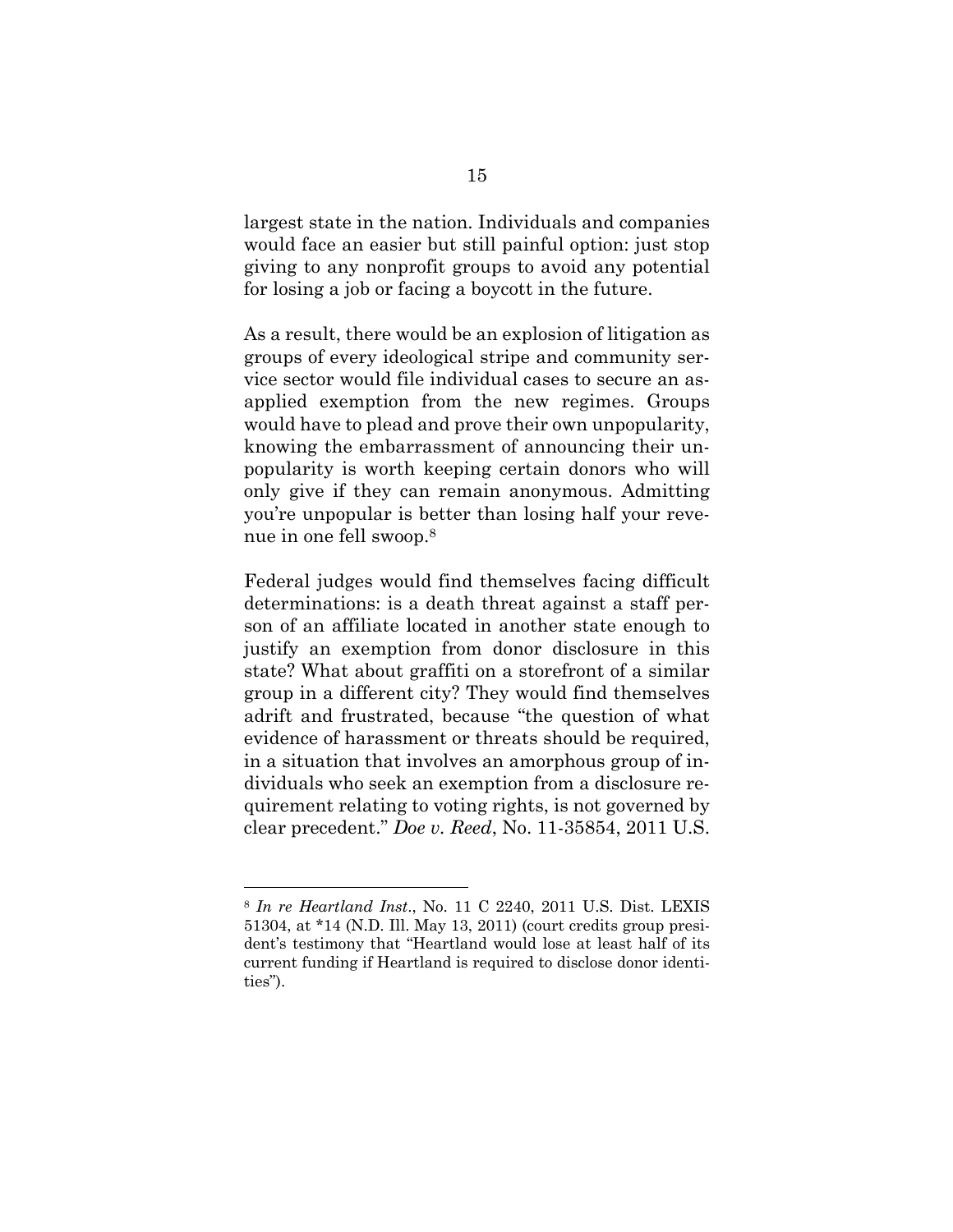largest state in the nation. Individuals and companies would face an easier but still painful option: just stop giving to any nonprofit groups to avoid any potential for losing a job or facing a boycott in the future.

As a result, there would be an explosion of litigation as groups of every ideological stripe and community service sector would file individual cases to secure an as-applied exemption from the new regimes. Groups would have to plead and prove their own unpopularity, knowing the embarrassment of announcing their unpopularity is worth keeping certain donors who will only give if they can remain anonymous. Admitting you're unpopular is better than losing half your revenue in one fell swoop.[8]

Federal judges would find themselves facing difficult determinations: is a death threat against a staff person of an affiliate located in another state enough to justify an exemption from donor disclosure in this state? What about graffiti on a storefront of a similar group in a different city? They would find themselves adrift and frustrated, because "the question of what evidence of harassment or threats should be required, in a situation that involves an amorphous group of individuals who seek an exemption from a disclosure requirement relating to voting rights, is not governed by clear precedent." *Doe v. Reed*, No. 11-35854, 2011 U.S.

---

[8] *In re Heartland Inst.*, No. 11 C 2240, 2011 U.S. Dist. LEXIS 51304, at *14 (N.D. Ill. May 13, 2011) (court credits group president's testimony that "Heartland would lose at least half of its current funding if Heartland is required to disclose donor identities").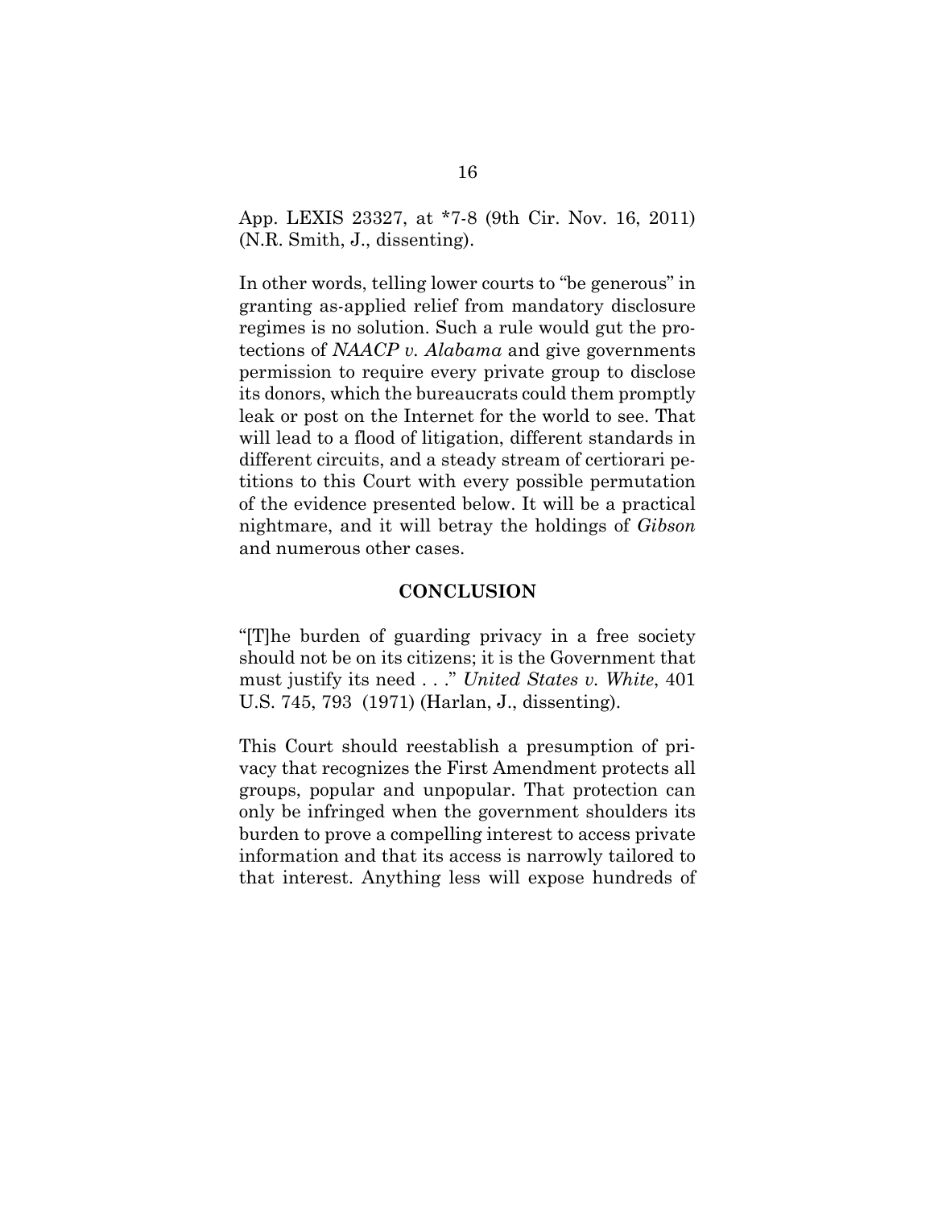App. LEXIS 23327, at *7-8 (9th Cir. Nov. 16, 2011) (N.R. Smith, J., dissenting).

In other words, telling lower courts to "be generous" in granting as-applied relief from mandatory disclosure regimes is no solution. Such a rule would gut the protections of *NAACP v. Alabama* and give governments permission to require every private group to disclose its donors, which the bureaucrats could them promptly leak or post on the Internet for the world to see. That will lead to a flood of litigation, different standards in different circuits, and a steady stream of certiorari petitions to this Court with every possible permutation of the evidence presented below. It will be a practical nightmare, and it will betray the holdings of *Gibson* and numerous other cases.

## CONCLUSION

"[T]he burden of guarding privacy in a free society should not be on its citizens; it is the Government that must justify its need . . ." *United States v. White*, 401 U.S. 745, 793 (1971) (Harlan, J., dissenting).

This Court should reestablish a presumption of privacy that recognizes the First Amendment protects all groups, popular and unpopular. That protection can only be infringed when the government shoulders its burden to prove a compelling interest to access private information and that its access is narrowly tailored to that interest. Anything less will expose hundreds of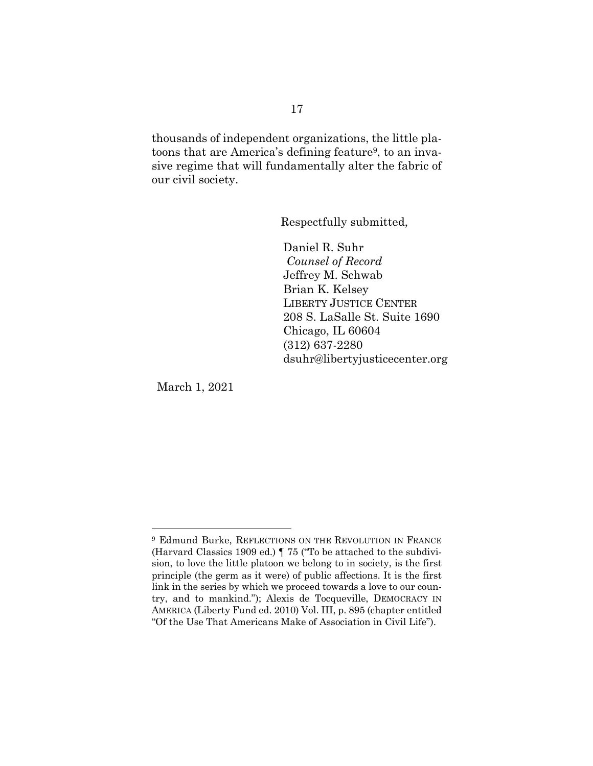thousands of independent organizations, the little platoons that are America's defining feature[9], to an invasive regime that will fundamentally alter the fabric of our civil society.

Respectfully submitted,

Daniel R. Suhr
*Counsel of Record*
Jeffrey M. Schwab
Brian K. Kelsey
LIBERTY JUSTICE CENTER
208 S. LaSalle St. Suite 1690
Chicago, IL 60604
(312) 637-2280
dsuhr@libertyjusticecenter.org

March 1, 2021

---

[9] Edmund Burke, REFLECTIONS ON THE REVOLUTION IN FRANCE (Harvard Classics 1909 ed.) ¶ 75 ("To be attached to the subdivision, to love the little platoon we belong to in society, is the first principle (the germ as it were) of public affections. It is the first link in the series by which we proceed towards a love to our country, and to mankind."); Alexis de Tocqueville, DEMOCRACY IN AMERICA (Liberty Fund ed. 2010) Vol. III, p. 895 (chapter entitled "Of the Use That Americans Make of Association in Civil Life").